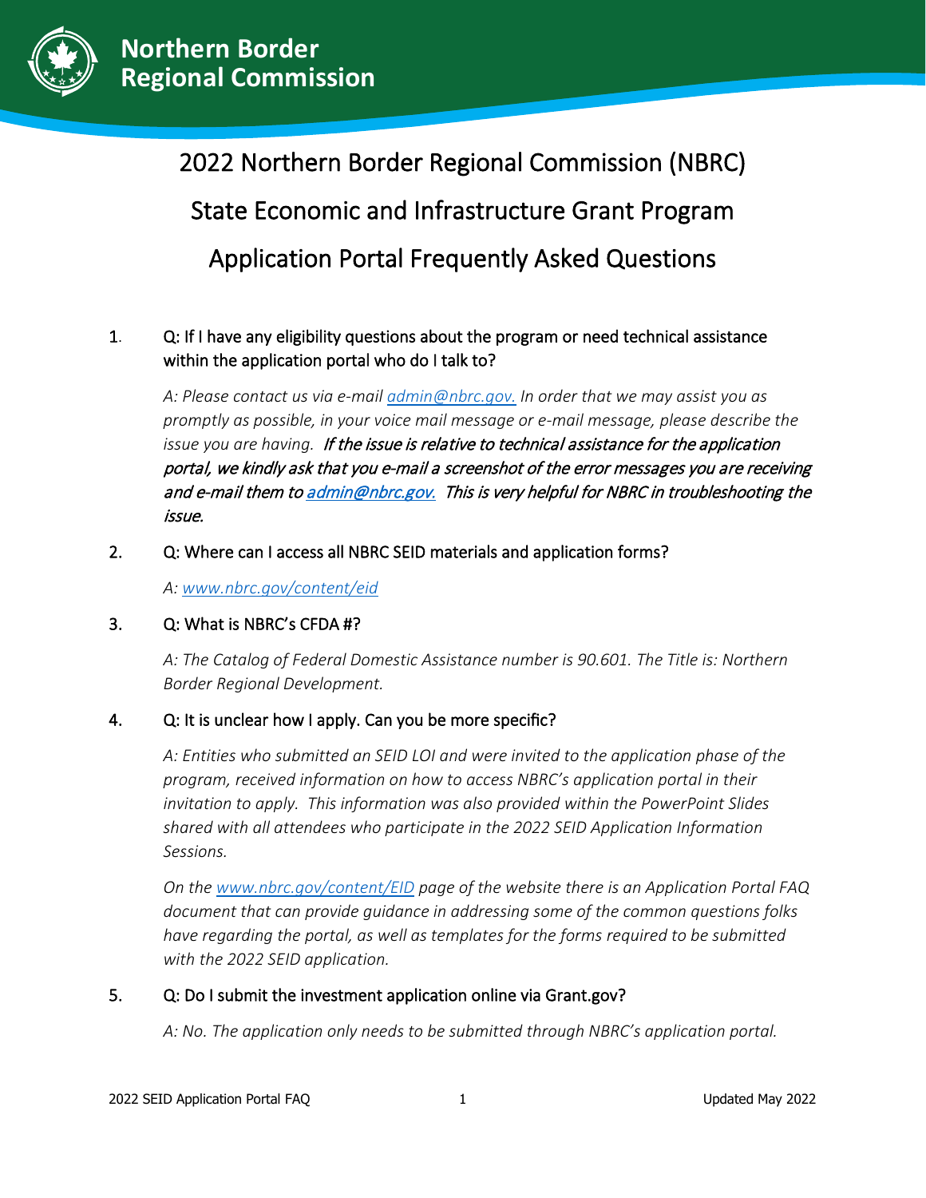**Northern Border Regional Commission**

# 2022 Northern Border Regional Commission (NBRC) State Economic and Infrastructure Grant Program Application Portal Frequently Asked Questions

1. Q: If I have any eligibility questions about the program or need technical assistance within the application portal who do I talk to?

   *A: Please contact us via e-mail [admin@nbrc.gov.](mailto:admin@nbrc.gov) In order that we may assist you as promptly as possible, in your voice mail message or e-mail message, please describe the issue you are having. If the issue is relative to technical assistance for the application portal, we kindly ask that you e-mail a screenshot of the error messages you are receiving and e-mail them to [admin@nbrc.gov.](mailto:admin@nbrc.gov) This is very helpful for NBRC in troubleshooting the issue.*

2. Q: Where can I access all NBRC SEID materials and application forms?

   *A: [www.nbrc.gov/content/eid](http://www.nbrc.gov/content/eid)*

3. Q: What is NBRC's CFDA #?

   *A: The Catalog of Federal Domestic Assistance number is 90.601. The Title is: Northern Border Regional Development.*

4. Q: It is unclear how I apply. Can you be more specific?

   *A: Entities who submitted an SEID LOI and were invited to the application phase of the program, received information on how to access NBRC's application portal in their invitation to apply. This information was also provided within the PowerPoint Slides shared with all attendees who participate in the 2022 SEID Application Information Sessions.*

   *On the [www.nbrc.gov/content/EID](http://www.nbrc.gov/content/EID) page of the website there is an Application Portal FAQ document that can provide guidance in addressing some of the common questions folks have regarding the portal, as well as templates for the forms required to be submitted with the 2022 SEID application.*

5. Q: Do I submit the investment application online via Grant.gov?

   *A: No. The application only needs to be submitted through NBRC's application portal.*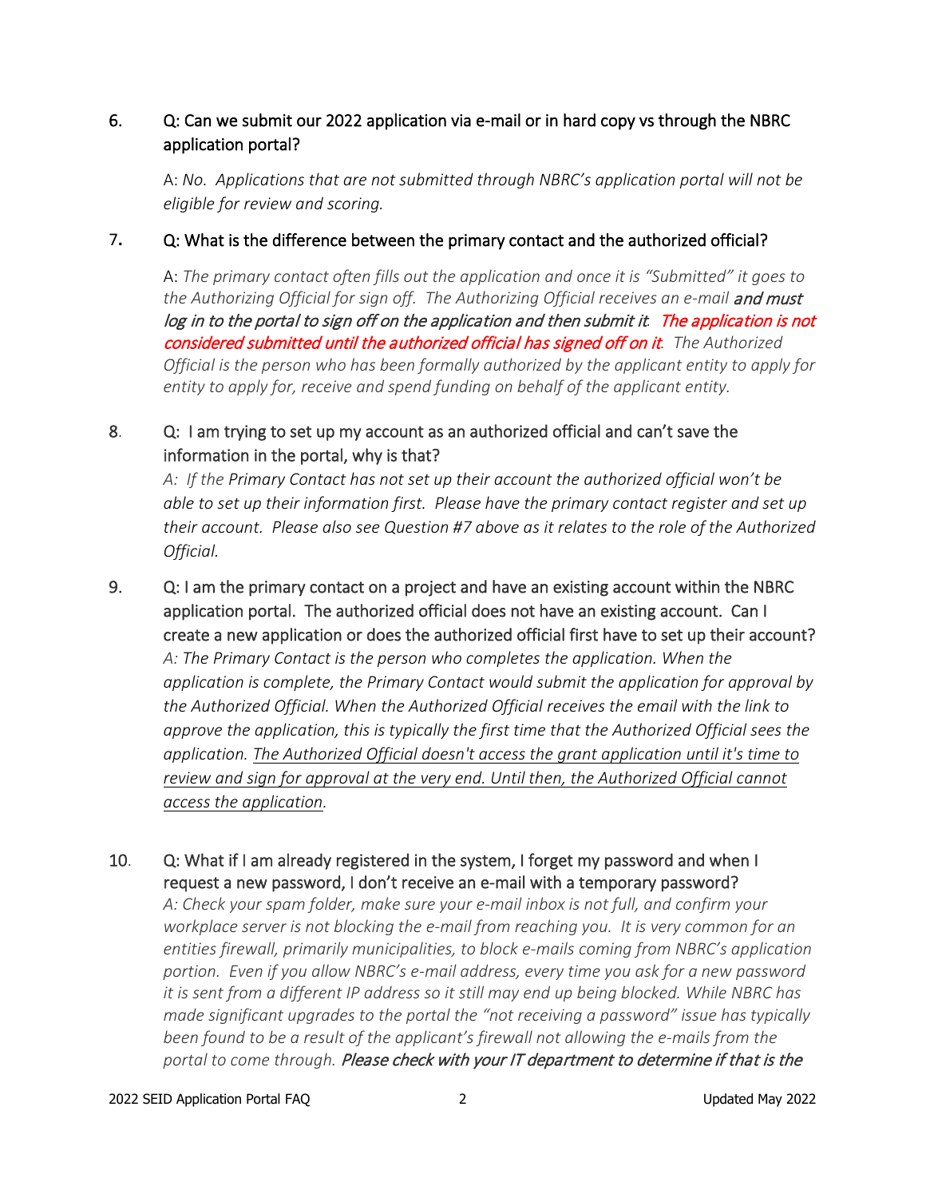6. Q: Can we submit our 2022 application via e-mail or in hard copy vs through the NBRC application portal?

   A: *No. Applications that are not submitted through NBRC's application portal will not be eligible for review and scoring.*

7. Q: What is the difference between the primary contact and the authorized official?

   A: *The primary contact often fills out the application and once it is "Submitted" it goes to the Authorizing Official for sign off. The Authorizing Official receives an e-mail* ***and must log in to the portal to sign off on the application and then submit it***. ***The application is not considered submitted until the authorized official has signed off on it***. *The Authorized Official is the person who has been formally authorized by the applicant entity to apply for entity to apply for, receive and spend funding on behalf of the applicant entity.*

8. Q: I am trying to set up my account as an authorized official and can't save the information in the portal, why is that?

   *A: If the* Primary Contact *has not set up their account the authorized official won't be able to set up their information first. Please have the primary contact register and set up their account. Please also see Question #7 above as it relates to the role of the Authorized Official.*

9. Q: I am the primary contact on a project and have an existing account within the NBRC application portal. The authorized official does not have an existing account. Can I create a new application or does the authorized official first have to set up their account?

   *A: The Primary Contact is the person who completes the application. When the application is complete, the Primary Contact would submit the application for approval by the Authorized Official. When the Authorized Official receives the email with the link to approve the application, this is typically the first time that the Authorized Official sees the application. <u>The Authorized Official doesn't access the grant application until it's time to review and sign for approval at the very end. Until then, the Authorized Official cannot access the application</u>.*

10. Q: What if I am already registered in the system, I forget my password and when I request a new password, I don't receive an e-mail with a temporary password?

    *A: Check your spam folder, make sure your e-mail inbox is not full, and confirm your workplace server is not blocking the e-mail from reaching you. It is very common for an entities firewall, primarily municipalities, to block e-mails coming from NBRC's application portion. Even if you allow NBRC's e-mail address, every time you ask for a new password it is sent from a different IP address so it still may end up being blocked. While NBRC has made significant upgrades to the portal the "not receiving a password" issue has typically been found to be a result of the applicant's firewall not allowing the e-mails from the portal to come through.* ***Please check with your IT department to determine if that is the***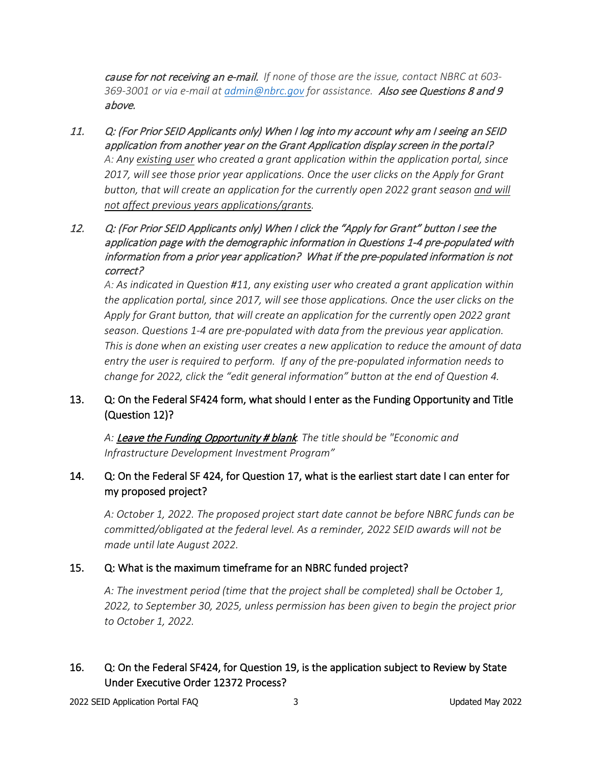*cause for not receiving an e-mail. If none of those are the issue, contact NBRC at 603-369-3001 or via e-mail at [admin@nbrc.gov](mailto:admin@nbrc.gov) for assistance. Also see Questions 8 and 9 above.*

11. *Q: (For Prior SEID Applicants only) When I log into my account why am I seeing an SEID application from another year on the Grant Application display screen in the portal?*
    *A: Any existing user who created a grant application within the application portal, since 2017, will see those prior year applications. Once the user clicks on the Apply for Grant button, that will create an application for the currently open 2022 grant season and will not affect previous years applications/grants.*

12. *Q: (For Prior SEID Applicants only) When I click the "Apply for Grant" button I see the application page with the demographic information in Questions 1-4 pre-populated with information from a prior year application? What if the pre-populated information is not correct?*
    *A: As indicated in Question #11, any existing user who created a grant application within the application portal, since 2017, will see those applications. Once the user clicks on the Apply for Grant button, that will create an application for the currently open 2022 grant season. Questions 1-4 are pre-populated with data from the previous year application. This is done when an existing user creates a new application to reduce the amount of data entry the user is required to perform. If any of the pre-populated information needs to change for 2022, click the "edit general information" button at the end of Question 4.*

13. Q: On the Federal SF424 form, what should I enter as the Funding Opportunity and Title (Question 12)?

    *A: **Leave the Funding Opportunity # blank**. The title should be "Economic and Infrastructure Development Investment Program"*

14. Q: On the Federal SF 424, for Question 17, what is the earliest start date I can enter for my proposed project?

    *A: October 1, 2022. The proposed project start date cannot be before NBRC funds can be committed/obligated at the federal level. As a reminder, 2022 SEID awards will not be made until late August 2022.*

15. Q: What is the maximum timeframe for an NBRC funded project?

    *A: The investment period (time that the project shall be completed) shall be October 1, 2022, to September 30, 2025, unless permission has been given to begin the project prior to October 1, 2022.*

16. Q: On the Federal SF424, for Question 19, is the application subject to Review by State Under Executive Order 12372 Process?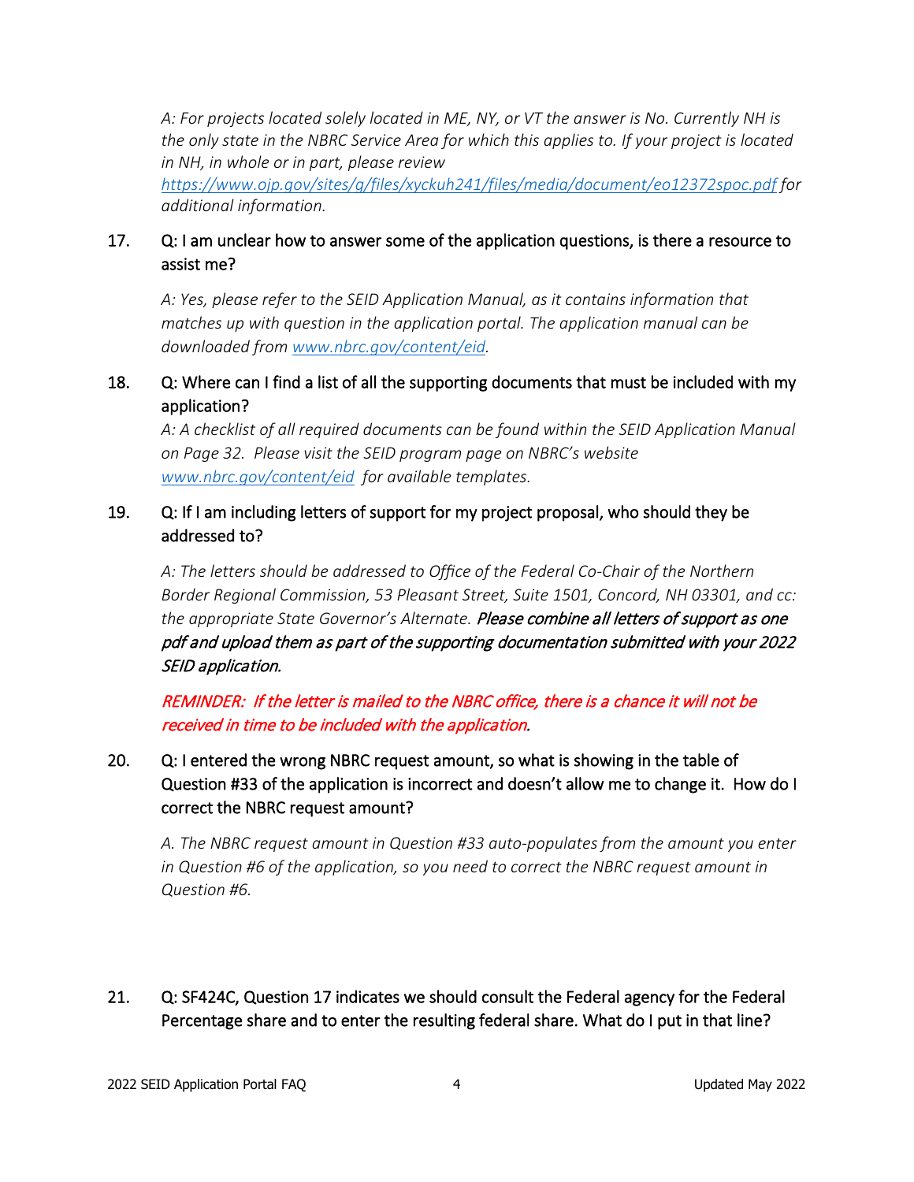*A: For projects located solely located in ME, NY, or VT the answer is No. Currently NH is the only state in the NBRC Service Area for which this applies to. If your project is located in NH, in whole or in part, please review [https://www.ojp.gov/sites/g/files/xyckuh241/files/media/document/eo12372spoc.pdf](https://www.ojp.gov/sites/g/files/xyckuh241/files/media/document/eo12372spoc.pdf) for additional information.*

17. Q: I am unclear how to answer some of the application questions, is there a resource to assist me?

    *A: Yes, please refer to the SEID Application Manual, as it contains information that matches up with question in the application portal. The application manual can be downloaded from [www.nbrc.gov/content/eid](www.nbrc.gov/content/eid).*

18. Q: Where can I find a list of all the supporting documents that must be included with my application?

    *A: A checklist of all required documents can be found within the SEID Application Manual on Page 32. Please visit the SEID program page on NBRC's website [www.nbrc.gov/content/eid](www.nbrc.gov/content/eid) for available templates.*

19. Q: If I am including letters of support for my project proposal, who should they be addressed to?

    *A: The letters should be addressed to Office of the Federal Co-Chair of the Northern Border Regional Commission, 53 Pleasant Street, Suite 1501, Concord, NH 03301, and cc: the appropriate State Governor's Alternate.* ***Please combine all letters of support as one pdf and upload them as part of the supporting documentation submitted with your 2022 SEID application.***

    ***REMINDER: If the letter is mailed to the NBRC office, there is a chance it will not be received in time to be included with the application.***

20. Q: I entered the wrong NBRC request amount, so what is showing in the table of Question #33 of the application is incorrect and doesn't allow me to change it. How do I correct the NBRC request amount?

    *A. The NBRC request amount in Question #33 auto-populates from the amount you enter in Question #6 of the application, so you need to correct the NBRC request amount in Question #6.*

21. Q: SF424C, Question 17 indicates we should consult the Federal agency for the Federal Percentage share and to enter the resulting federal share. What do I put in that line?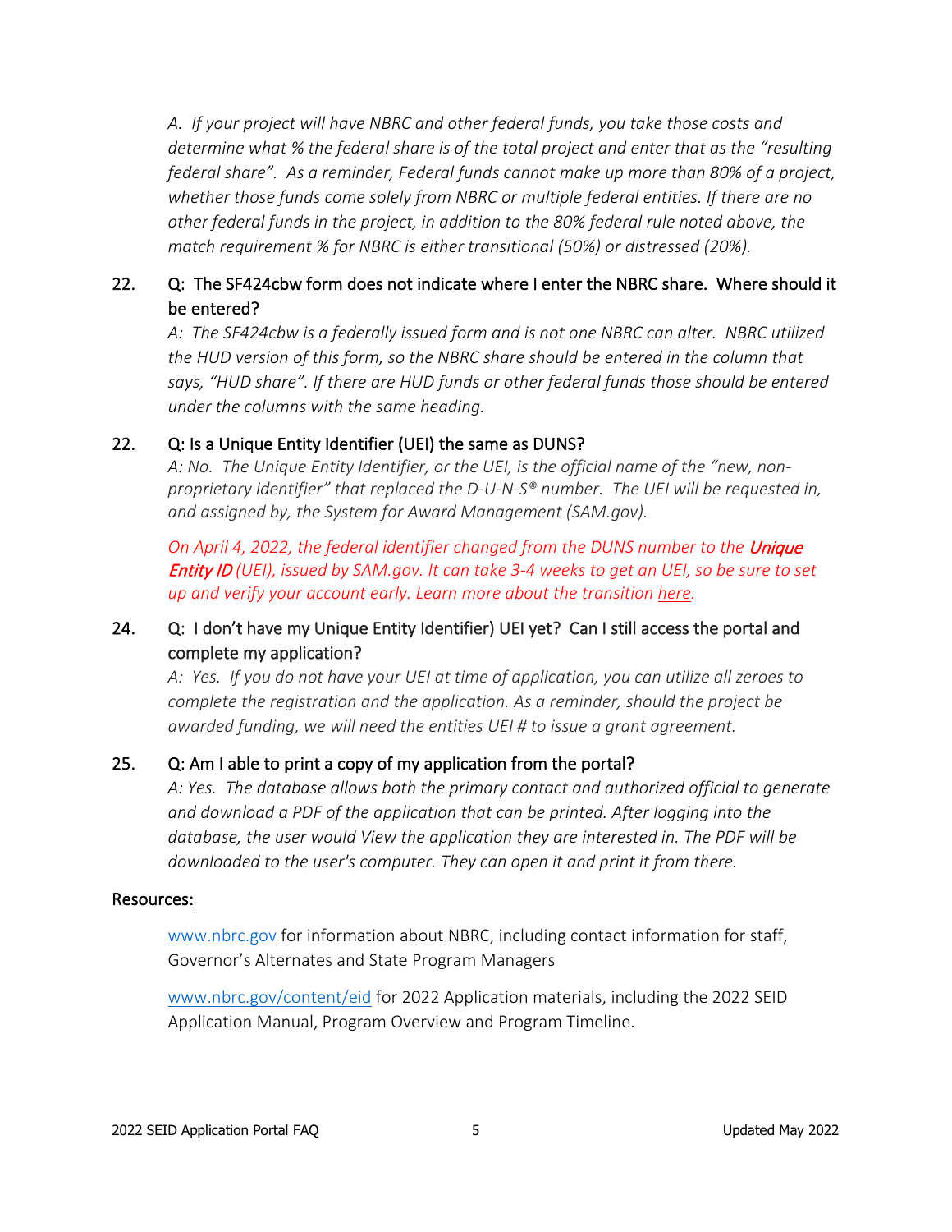*A. If your project will have NBRC and other federal funds, you take those costs and determine what % the federal share is of the total project and enter that as the "resulting federal share". As a reminder, Federal funds cannot make up more than 80% of a project, whether those funds come solely from NBRC or multiple federal entities. If there are no other federal funds in the project, in addition to the 80% federal rule noted above, the match requirement % for NBRC is either transitional (50%) or distressed (20%).*

22. Q: The SF424cbw form does not indicate where I enter the NBRC share. Where should it be entered?

    *A: The SF424cbw is a federally issued form and is not one NBRC can alter. NBRC utilized the HUD version of this form, so the NBRC share should be entered in the column that says, "HUD share". If there are HUD funds or other federal funds those should be entered under the columns with the same heading.*

22. Q: Is a Unique Entity Identifier (UEI) the same as DUNS?

    *A: No. The Unique Entity Identifier, or the UEI, is the official name of the "new, non-proprietary identifier" that replaced the D-U-N-S® number. The UEI will be requested in, and assigned by, the System for Award Management (SAM.gov).*

    *On April 4, 2022, the federal identifier changed from the DUNS number to the **Unique Entity ID** (UEI), issued by SAM.gov. It can take 3-4 weeks to get an UEI, so be sure to set up and verify your account early. Learn more about the transition here.*

24. Q: I don't have my Unique Entity Identifier) UEI yet? Can I still access the portal and complete my application?

    *A: Yes. If you do not have your UEI at time of application, you can utilize all zeroes to complete the registration and the application. As a reminder, should the project be awarded funding, we will need the entities UEI # to issue a grant agreement.*

25. Q: Am I able to print a copy of my application from the portal?

    *A: Yes. The database allows both the primary contact and authorized official to generate and download a PDF of the application that can be printed. After logging into the database, the user would View the application they are interested in. The PDF will be downloaded to the user's computer. They can open it and print it from there.*

## Resources:

www.nbrc.gov for information about NBRC, including contact information for staff, Governor's Alternates and State Program Managers

www.nbrc.gov/content/eid for 2022 Application materials, including the 2022 SEID Application Manual, Program Overview and Program Timeline.